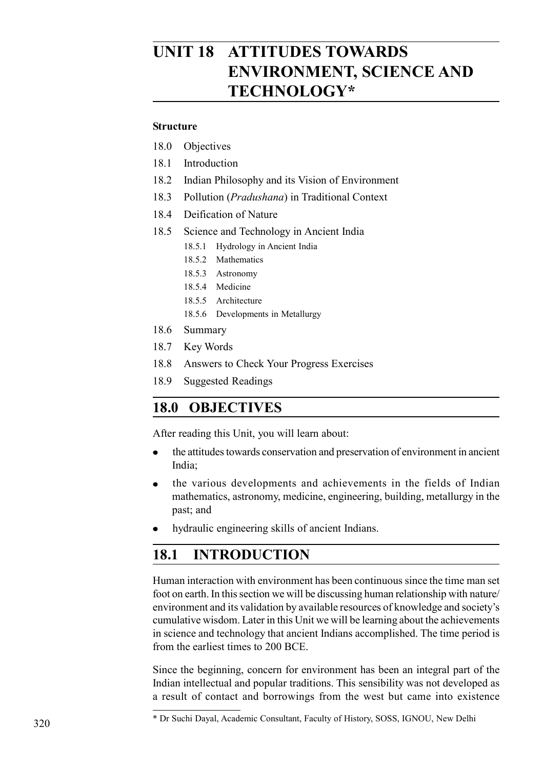# UNIT 18 ATTITUDES TOWARDS ENVIRONMENT, SCIENCE AND TECHNOLOGY*

**Structure**

- 18.0 Objectives
- 18.1 Introduction
- 18.2 Indian Philosophy and its Vision of Environment
- 18.3 Pollution (*Pradushana*) in Traditional Context
- 18.4 Deification of Nature
- 18.5 Science and Technology in Ancient India
  - 18.5.1 Hydrology in Ancient India
  - 18.5.2 Mathematics
  - 18.5.3 Astronomy
  - 18.5.4 Medicine
  - 18.5.5 Architecture
  - 18.5.6 Developments in Metallurgy
- 18.6 Summary
- 18.7 Key Words
- 18.8 Answers to Check Your Progress Exercises
- 18.9 Suggested Readings

## 18.0 OBJECTIVES

After reading this Unit, you will learn about:

- the attitudes towards conservation and preservation of environment in ancient India;
- the various developments and achievements in the fields of Indian mathematics, astronomy, medicine, engineering, building, metallurgy in the past; and
- hydraulic engineering skills of ancient Indians.

## 18.1 INTRODUCTION

Human interaction with environment has been continuous since the time man set foot on earth. In this section we will be discussing human relationship with nature/environment and its validation by available resources of knowledge and society's cumulative wisdom. Later in this Unit we will be learning about the achievements in science and technology that ancient Indians accomplished. The time period is from the earliest times to 200 BCE.

Since the beginning, concern for environment has been an integral part of the Indian intellectual and popular traditions. This sensibility was not developed as a result of contact and borrowings from the west but came into existence

* Dr Suchi Dayal, Academic Consultant, Faculty of History, SOSS, IGNOU, New Delhi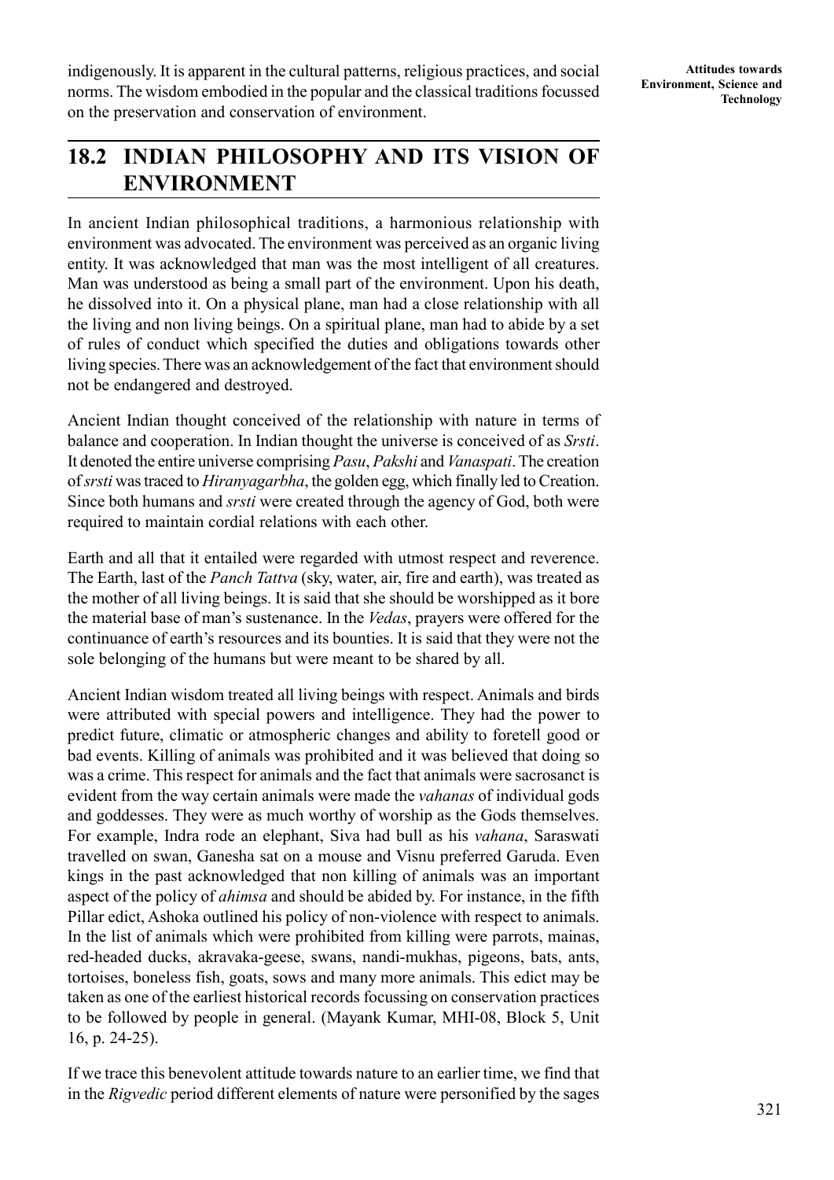indigenously. It is apparent in the cultural patterns, religious practices, and social norms. The wisdom embodied in the popular and the classical traditions focussed on the preservation and conservation of environment.

## 18.2 INDIAN PHILOSOPHY AND ITS VISION OF ENVIRONMENT

In ancient Indian philosophical traditions, a harmonious relationship with environment was advocated. The environment was perceived as an organic living entity. It was acknowledged that man was the most intelligent of all creatures. Man was understood as being a small part of the environment. Upon his death, he dissolved into it. On a physical plane, man had a close relationship with all the living and non living beings. On a spiritual plane, man had to abide by a set of rules of conduct which specified the duties and obligations towards other living species. There was an acknowledgement of the fact that environment should not be endangered and destroyed.

Ancient Indian thought conceived of the relationship with nature in terms of balance and cooperation. In Indian thought the universe is conceived of as *Srsti*. It denoted the entire universe comprising *Pasu*, *Pakshi* and *Vanaspati*. The creation of *srsti* was traced to *Hiranyagarbha*, the golden egg, which finally led to Creation. Since both humans and *srsti* were created through the agency of God, both were required to maintain cordial relations with each other.

Earth and all that it entailed were regarded with utmost respect and reverence. The Earth, last of the *Panch Tattva* (sky, water, air, fire and earth), was treated as the mother of all living beings. It is said that she should be worshipped as it bore the material base of man's sustenance. In the *Vedas*, prayers were offered for the continuance of earth's resources and its bounties. It is said that they were not the sole belonging of the humans but were meant to be shared by all.

Ancient Indian wisdom treated all living beings with respect. Animals and birds were attributed with special powers and intelligence. They had the power to predict future, climatic or atmospheric changes and ability to foretell good or bad events. Killing of animals was prohibited and it was believed that doing so was a crime. This respect for animals and the fact that animals were sacrosanct is evident from the way certain animals were made the *vahanas* of individual gods and goddesses. They were as much worthy of worship as the Gods themselves. For example, Indra rode an elephant, Siva had bull as his *vahana*, Saraswati travelled on swan, Ganesha sat on a mouse and Visnu preferred Garuda. Even kings in the past acknowledged that non killing of animals was an important aspect of the policy of *ahimsa* and should be abided by. For instance, in the fifth Pillar edict, Ashoka outlined his policy of non-violence with respect to animals. In the list of animals which were prohibited from killing were parrots, mainas, red-headed ducks, akravaka-geese, swans, nandi-mukhas, pigeons, bats, ants, tortoises, boneless fish, goats, sows and many more animals. This edict may be taken as one of the earliest historical records focussing on conservation practices to be followed by people in general. (Mayank Kumar, MHI-08, Block 5, Unit 16, p. 24-25).

If we trace this benevolent attitude towards nature to an earlier time, we find that in the *Rigvedic* period different elements of nature were personified by the sages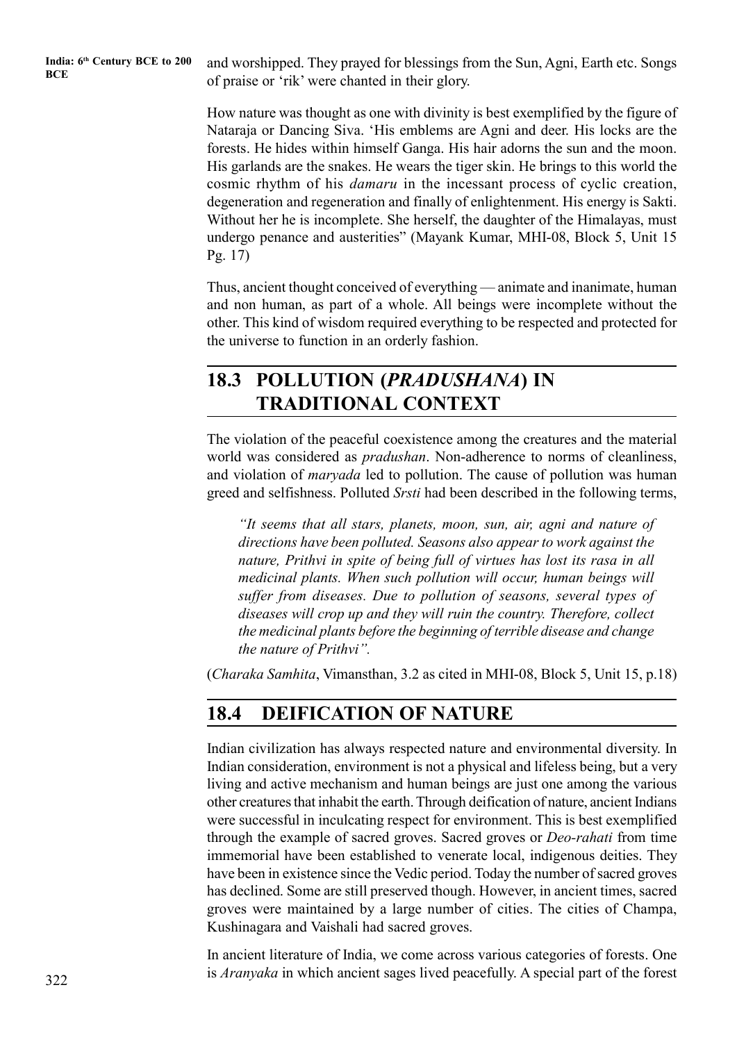and worshipped. They prayed for blessings from the Sun, Agni, Earth etc. Songs of praise or 'rik' were chanted in their glory.

How nature was thought as one with divinity is best exemplified by the figure of Nataraja or Dancing Siva. 'His emblems are Agni and deer. His locks are the forests. He hides within himself Ganga. His hair adorns the sun and the moon. His garlands are the snakes. He wears the tiger skin. He brings to this world the cosmic rhythm of his *damaru* in the incessant process of cyclic creation, degeneration and regeneration and finally of enlightenment. His energy is Sakti. Without her he is incomplete. She herself, the daughter of the Himalayas, must undergo penance and austerities" (Mayank Kumar, MHI-08, Block 5, Unit 15 Pg. 17)

Thus, ancient thought conceived of everything — animate and inanimate, human and non human, as part of a whole. All beings were incomplete without the other. This kind of wisdom required everything to be respected and protected for the universe to function in an orderly fashion.

## 18.3 POLLUTION (*PRADUSHANA*) IN TRADITIONAL CONTEXT

The violation of the peaceful coexistence among the creatures and the material world was considered as *pradushan*. Non-adherence to norms of cleanliness, and violation of *maryada* led to pollution. The cause of pollution was human greed and selfishness. Polluted *Srsti* had been described in the following terms,

> *"It seems that all stars, planets, moon, sun, air, agni and nature of directions have been polluted. Seasons also appear to work against the nature, Prithvi in spite of being full of virtues has lost its rasa in all medicinal plants. When such pollution will occur, human beings will suffer from diseases. Due to pollution of seasons, several types of diseases will crop up and they will ruin the country. Therefore, collect the medicinal plants before the beginning of terrible disease and change the nature of Prithvi".*

(*Charaka Samhita*, Vimansthan, 3.2 as cited in MHI-08, Block 5, Unit 15, p.18)

## 18.4 DEIFICATION OF NATURE

Indian civilization has always respected nature and environmental diversity. In Indian consideration, environment is not a physical and lifeless being, but a very living and active mechanism and human beings are just one among the various other creatures that inhabit the earth. Through deification of nature, ancient Indians were successful in inculcating respect for environment. This is best exemplified through the example of sacred groves. Sacred groves or *Deo-rahati* from time immemorial have been established to venerate local, indigenous deities. They have been in existence since the Vedic period. Today the number of sacred groves has declined. Some are still preserved though. However, in ancient times, sacred groves were maintained by a large number of cities. The cities of Champa, Kushinagara and Vaishali had sacred groves.

In ancient literature of India, we come across various categories of forests. One is *Aranyaka* in which ancient sages lived peacefully. A special part of the forest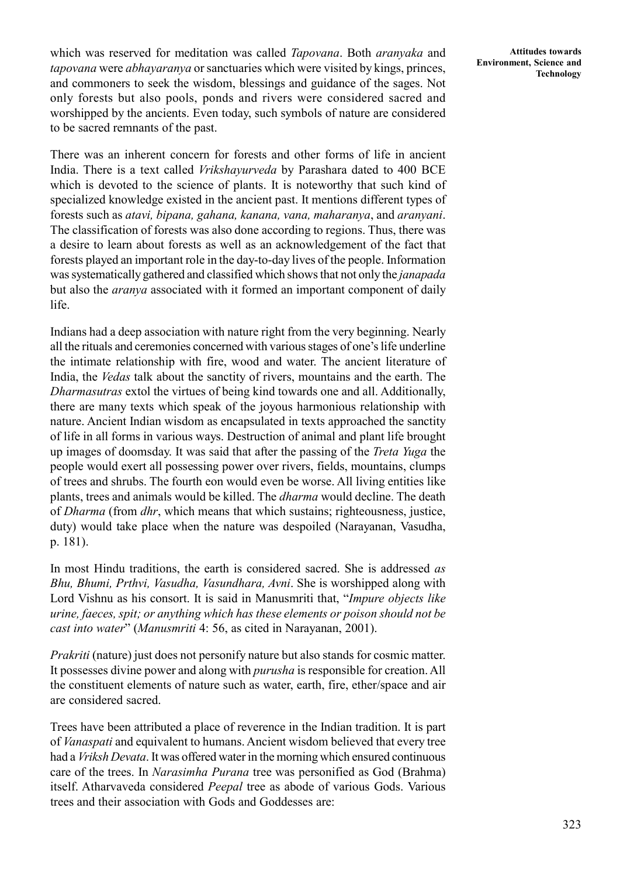which was reserved for meditation was called *Tapovana*. Both *aranyaka* and *tapovana* were *abhayaranya* or sanctuaries which were visited by kings, princes, and commoners to seek the wisdom, blessings and guidance of the sages. Not only forests but also pools, ponds and rivers were considered sacred and worshipped by the ancients. Even today, such symbols of nature are considered to be sacred remnants of the past.

There was an inherent concern for forests and other forms of life in ancient India. There is a text called *Vrikshayurveda* by Parashara dated to 400 BCE which is devoted to the science of plants. It is noteworthy that such kind of specialized knowledge existed in the ancient past. It mentions different types of forests such as *atavi, bipana, gahana, kanana, vana, maharanya*, and *aranyani*. The classification of forests was also done according to regions. Thus, there was a desire to learn about forests as well as an acknowledgement of the fact that forests played an important role in the day-to-day lives of the people. Information was systematically gathered and classified which shows that not only the *janapada* but also the *aranya* associated with it formed an important component of daily life.

Indians had a deep association with nature right from the very beginning. Nearly all the rituals and ceremonies concerned with various stages of one's life underline the intimate relationship with fire, wood and water. The ancient literature of India, the *Vedas* talk about the sanctity of rivers, mountains and the earth. The *Dharmasutras* extol the virtues of being kind towards one and all. Additionally, there are many texts which speak of the joyous harmonious relationship with nature. Ancient Indian wisdom as encapsulated in texts approached the sanctity of life in all forms in various ways. Destruction of animal and plant life brought up images of doomsday. It was said that after the passing of the *Treta Yuga* the people would exert all possessing power over rivers, fields, mountains, clumps of trees and shrubs. The fourth eon would even be worse. All living entities like plants, trees and animals would be killed. The *dharma* would decline. The death of *Dharma* (from *dhr*, which means that which sustains; righteousness, justice, duty) would take place when the nature was despoiled (Narayanan, Vasudha, p. 181).

In most Hindu traditions, the earth is considered sacred. She is addressed *as Bhu, Bhumi, Prthvi, Vasudha, Vasundhara, Avni*. She is worshipped along with Lord Vishnu as his consort. It is said in Manusmriti that, "*Impure objects like urine, faeces, spit; or anything which has these elements or poison should not be cast into water*" (*Manusmriti* 4: 56, as cited in Narayanan, 2001).

*Prakriti* (nature) just does not personify nature but also stands for cosmic matter. It possesses divine power and along with *purusha* is responsible for creation. All the constituent elements of nature such as water, earth, fire, ether/space and air are considered sacred.

Trees have been attributed a place of reverence in the Indian tradition. It is part of *Vanaspati* and equivalent to humans. Ancient wisdom believed that every tree had a *Viriksh Devata*. It was offered water in the morning which ensured continuous care of the trees. In *Narasimha Purana* tree was personified as God (Brahma) itself. Atharvaveda considered *Peepal* tree as abode of various Gods. Various trees and their association with Gods and Goddesses are: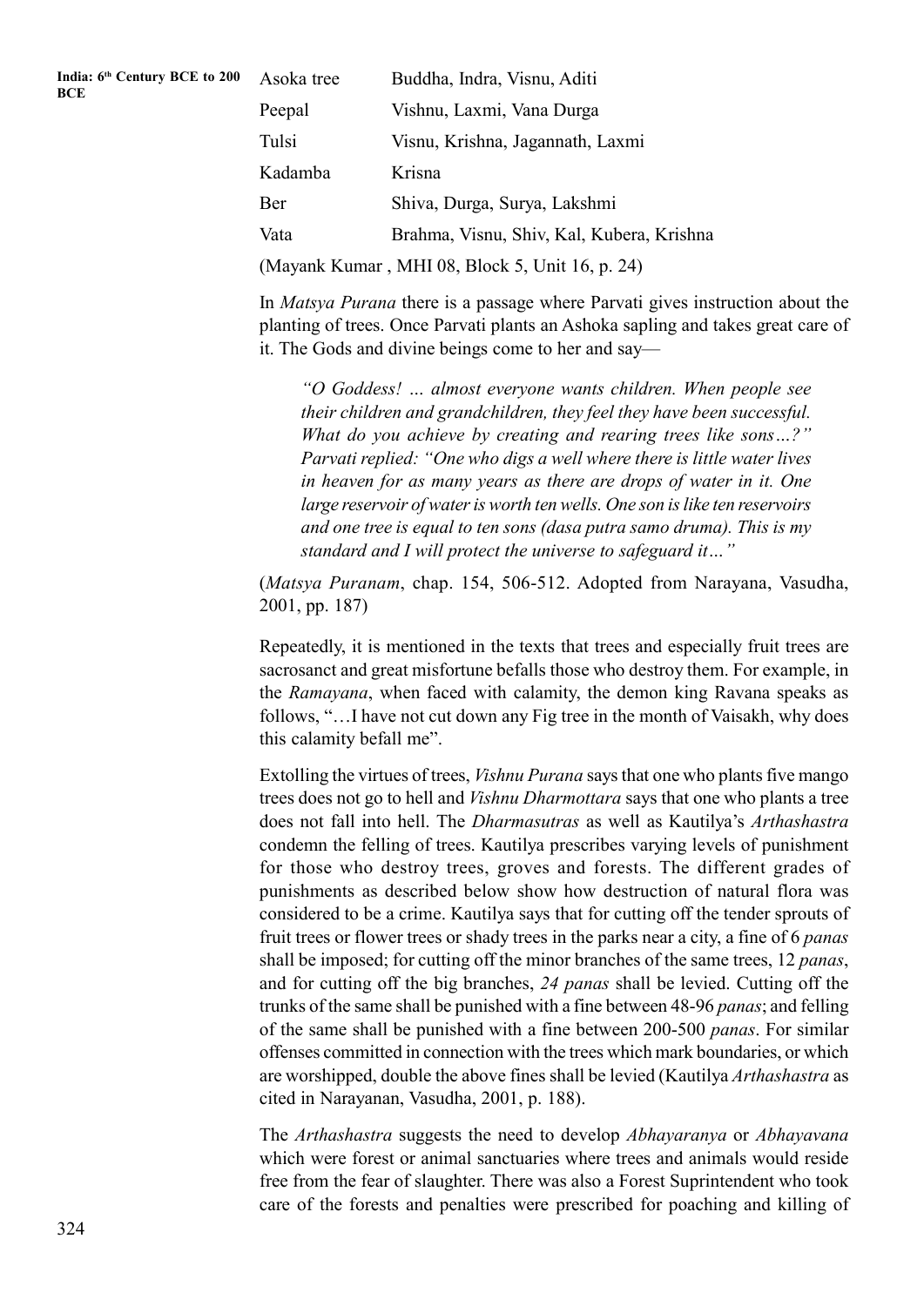| Asoka tree | Buddha, Indra, Visnu, Aditi |
|---|---|
| Peepal | Vishnu, Laxmi, Vana Durga |
| Tulsi | Visnu, Krishna, Jagannath, Laxmi |
| Kadamba | Krisna |
| Ber | Shiva, Durga, Surya, Lakshmi |
| Vata | Brahma, Visnu, Shiv, Kal, Kubera, Krishna |

(Mayank Kumar , MHI 08, Block 5, Unit 16, p. 24)

In *Matsya Purana* there is a passage where Parvati gives instruction about the planting of trees. Once Parvati plants an Ashoka sapling and takes great care of it. The Gods and divine beings come to her and say—

> *"O Goddess! … almost everyone wants children. When people see their children and grandchildren, they feel they have been successful. What do you achieve by creating and rearing trees like sons…?" Parvati replied: "One who digs a well where there is little water lives in heaven for as many years as there are drops of water in it. One large reservoir of water is worth ten wells. One son is like ten reservoirs and one tree is equal to ten sons (dasa putra samo druma). This is my standard and I will protect the universe to safeguard it…"*

(*Matsya Puranam*, chap. 154, 506-512. Adopted from Narayana, Vasudha, 2001, pp. 187)

Repeatedly, it is mentioned in the texts that trees and especially fruit trees are sacrosanct and great misfortune befalls those who destroy them. For example, in the *Ramayana*, when faced with calamity, the demon king Ravana speaks as follows, "…I have not cut down any Fig tree in the month of Vaisakh, why does this calamity befall me".

Extolling the virtues of trees, *Vishnu Purana* says that one who plants five mango trees does not go to hell and *Vishnu Dharmottara* says that one who plants a tree does not fall into hell. The *Dharmasutras* as well as Kautilya's *Arthashastra* condemn the felling of trees. Kautilya prescribes varying levels of punishment for those who destroy trees, groves and forests. The different grades of punishments as described below show how destruction of natural flora was considered to be a crime. Kautilya says that for cutting off the tender sprouts of fruit trees or flower trees or shady trees in the parks near a city, a fine of 6 *panas* shall be imposed; for cutting off the minor branches of the same trees, 12 *panas*, and for cutting off the big branches, *24 panas* shall be levied. Cutting off the trunks of the same shall be punished with a fine between 48-96 *panas*; and felling of the same shall be punished with a fine between 200-500 *panas*. For similar offenses committed in connection with the trees which mark boundaries, or which are worshipped, double the above fines shall be levied (Kautilya *Arthashastra* as cited in Narayanan, Vasudha, 2001, p. 188).

The *Arthashastra* suggests the need to develop *Abhayaranya* or *Abhayavana* which were forest or animal sanctuaries where trees and animals would reside free from the fear of slaughter. There was also a Forest Suprintendent who took care of the forests and penalties were prescribed for poaching and killing of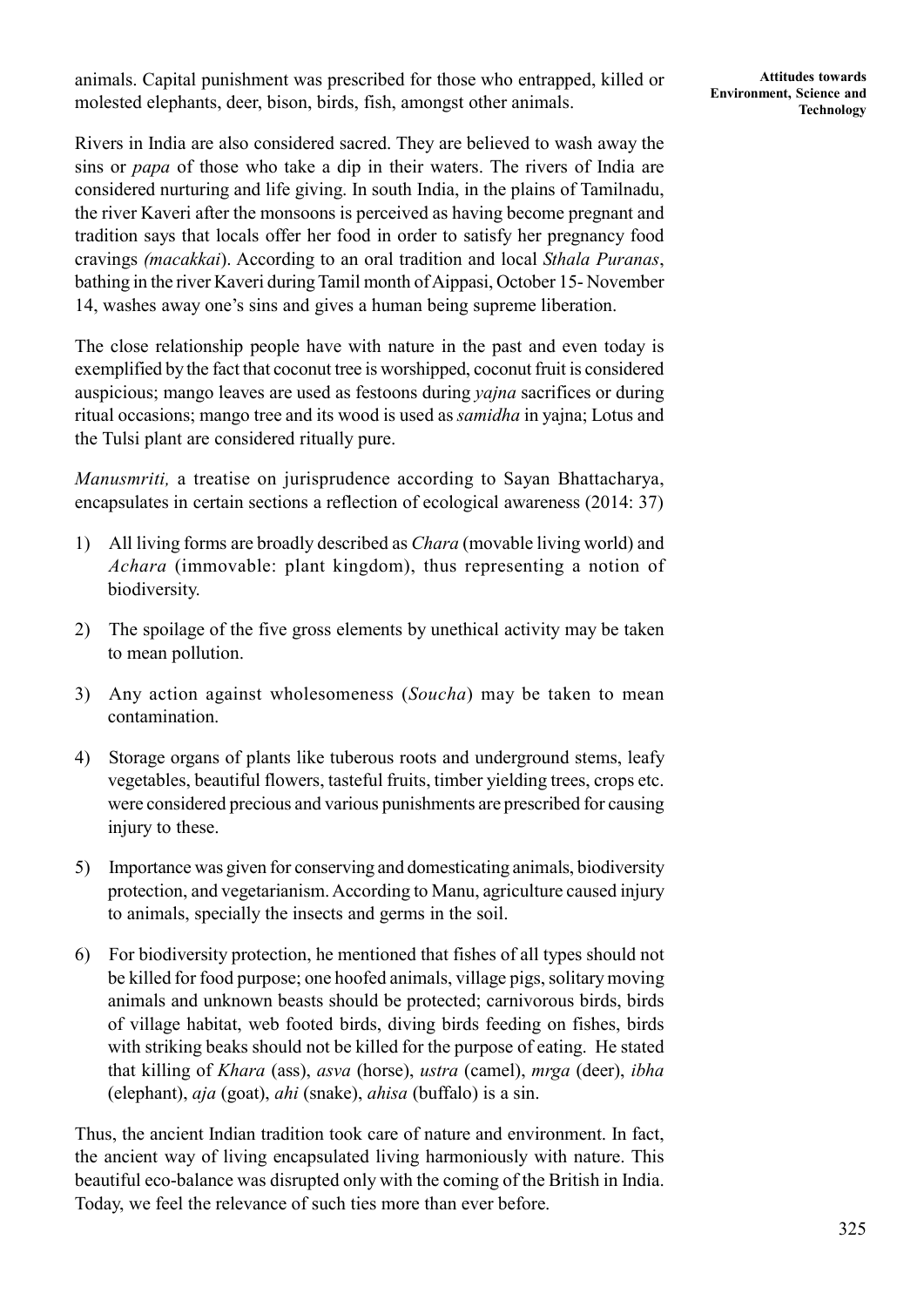animals. Capital punishment was prescribed for those who entrapped, killed or molested elephants, deer, bison, birds, fish, amongst other animals.

Rivers in India are also considered sacred. They are believed to wash away the sins or *papa* of those who take a dip in their waters. The rivers of India are considered nurturing and life giving. In south India, in the plains of Tamilnadu, the river Kaveri after the monsoons is perceived as having become pregnant and tradition says that locals offer her food in order to satisfy her pregnancy food cravings *(macakkai*). According to an oral tradition and local *Sthala Puranas*, bathing in the river Kaveri during Tamil month of Aippasi, October 15- November 14, washes away one's sins and gives a human being supreme liberation.

The close relationship people have with nature in the past and even today is exemplified by the fact that coconut tree is worshipped, coconut fruit is considered auspicious; mango leaves are used as festoons during *yajna* sacrifices or during ritual occasions; mango tree and its wood is used as *samidha* in yajna; Lotus and the Tulsi plant are considered ritually pure.

*Manusmriti,* a treatise on jurisprudence according to Sayan Bhattacharya, encapsulates in certain sections a reflection of ecological awareness (2014: 37)

1) All living forms are broadly described as *Chara* (movable living world) and *Achara* (immovable: plant kingdom), thus representing a notion of biodiversity.

2) The spoilage of the five gross elements by unethical activity may be taken to mean pollution.

3) Any action against wholesomeness (*Soucha*) may be taken to mean contamination.

4) Storage organs of plants like tuberous roots and underground stems, leafy vegetables, beautiful flowers, tasteful fruits, timber yielding trees, crops etc. were considered precious and various punishments are prescribed for causing injury to these.

5) Importance was given for conserving and domesticating animals, biodiversity protection, and vegetarianism. According to Manu, agriculture caused injury to animals, specially the insects and germs in the soil.

6) For biodiversity protection, he mentioned that fishes of all types should not be killed for food purpose; one hoofed animals, village pigs, solitary moving animals and unknown beasts should be protected; carnivorous birds, birds of village habitat, web footed birds, diving birds feeding on fishes, birds with striking beaks should not be killed for the purpose of eating. He stated that killing of *Khara* (ass), *asva* (horse), *ustra* (camel), *mrga* (deer), *ibha* (elephant), *aja* (goat), *ahi* (snake), *ahisa* (buffalo) is a sin.

Thus, the ancient Indian tradition took care of nature and environment. In fact, the ancient way of living encapsulated living harmoniously with nature. This beautiful eco-balance was disrupted only with the coming of the British in India. Today, we feel the relevance of such ties more than ever before.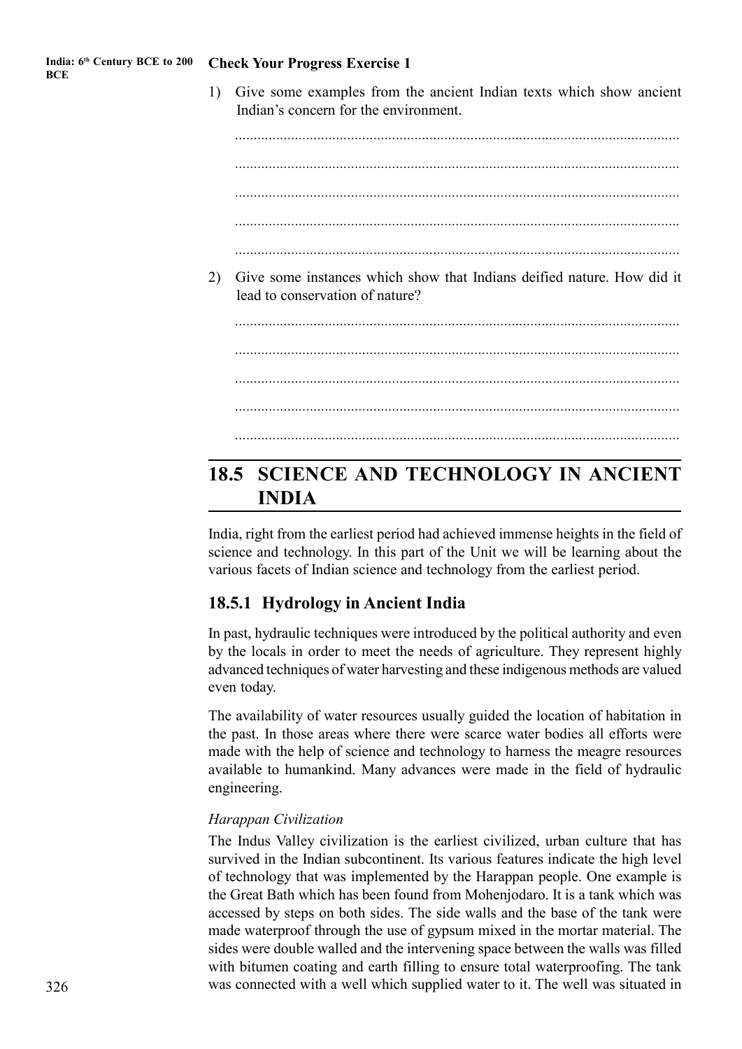**Check Your Progress Exercise 1**

1) Give some examples from the ancient Indian texts which show ancient Indian's concern for the environment.

......................................................................................................................

......................................................................................................................

......................................................................................................................

......................................................................................................................

......................................................................................................................

2) Give some instances which show that Indians deified nature. How did it lead to conservation of nature?

......................................................................................................................

......................................................................................................................

......................................................................................................................

......................................................................................................................

......................................................................................................................

## 18.5 SCIENCE AND TECHNOLOGY IN ANCIENT INDIA

India, right from the earliest period had achieved immense heights in the field of science and technology. In this part of the Unit we will be learning about the various facets of Indian science and technology from the earliest period.

### 18.5.1 Hydrology in Ancient India

In past, hydraulic techniques were introduced by the political authority and even by the locals in order to meet the needs of agriculture. They represent highly advanced techniques of water harvesting and these indigenous methods are valued even today.

The availability of water resources usually guided the location of habitation in the past. In those areas where there were scarce water bodies all efforts were made with the help of science and technology to harness the meagre resources available to humankind. Many advances were made in the field of hydraulic engineering.

*Harappan Civilization*

The Indus Valley civilization is the earliest civilized, urban culture that has survived in the Indian subcontinent. Its various features indicate the high level of technology that was implemented by the Harappan people. One example is the Great Bath which has been found from Mohenjodaro. It is a tank which was accessed by steps on both sides. The side walls and the base of the tank were made waterproof through the use of gypsum mixed in the mortar material. The sides were double walled and the intervening space between the walls was filled with bitumen coating and earth filling to ensure total waterproofing. The tank was connected with a well which supplied water to it. The well was situated in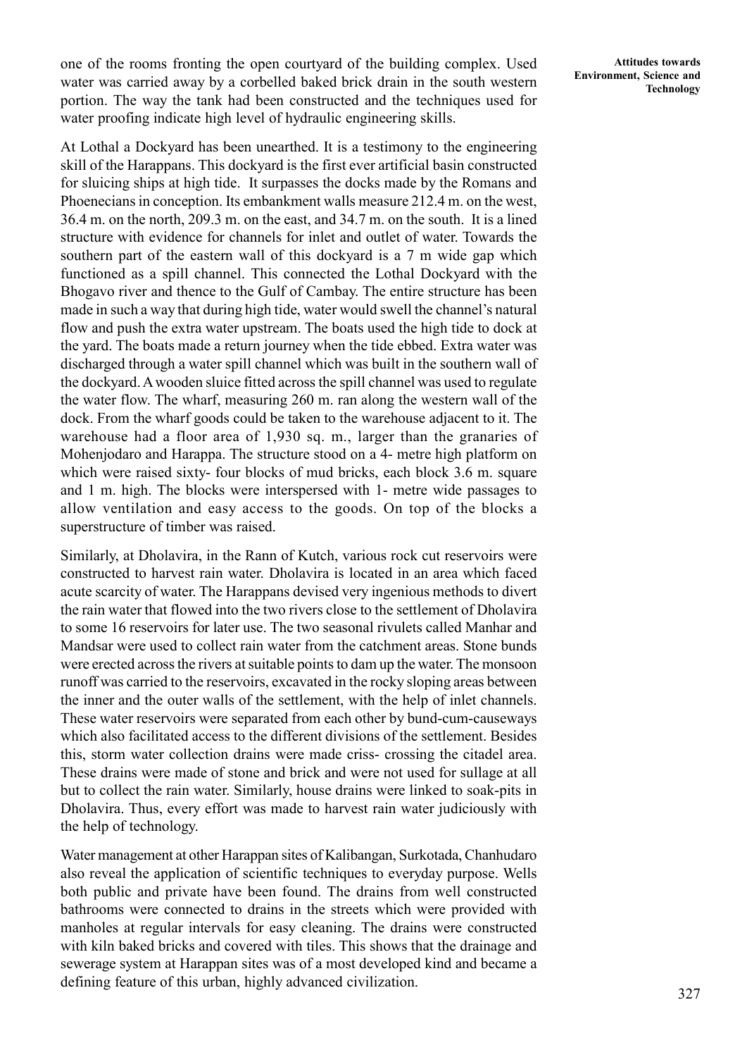one of the rooms fronting the open courtyard of the building complex. Used water was carried away by a corbelled baked brick drain in the south western portion. The way the tank had been constructed and the techniques used for water proofing indicate high level of hydraulic engineering skills.

At Lothal a Dockyard has been unearthed. It is a testimony to the engineering skill of the Harappans. This dockyard is the first ever artificial basin constructed for sluicing ships at high tide. It surpasses the docks made by the Romans and Phoenecians in conception. Its embankment walls measure 212.4 m. on the west, 36.4 m. on the north, 209.3 m. on the east, and 34.7 m. on the south. It is a lined structure with evidence for channels for inlet and outlet of water. Towards the southern part of the eastern wall of this dockyard is a 7 m wide gap which functioned as a spill channel. This connected the Lothal Dockyard with the Bhogavo river and thence to the Gulf of Cambay. The entire structure has been made in such a way that during high tide, water would swell the channel's natural flow and push the extra water upstream. The boats used the high tide to dock at the yard. The boats made a return journey when the tide ebbed. Extra water was discharged through a water spill channel which was built in the southern wall of the dockyard. A wooden sluice fitted across the spill channel was used to regulate the water flow. The wharf, measuring 260 m. ran along the western wall of the dock. From the wharf goods could be taken to the warehouse adjacent to it. The warehouse had a floor area of 1,930 sq. m., larger than the granaries of Mohenjodaro and Harappa. The structure stood on a 4- metre high platform on which were raised sixty- four blocks of mud bricks, each block 3.6 m. square and 1 m. high. The blocks were interspersed with 1- metre wide passages to allow ventilation and easy access to the goods. On top of the blocks a superstructure of timber was raised.

Similarly, at Dholavira, in the Rann of Kutch, various rock cut reservoirs were constructed to harvest rain water. Dholavira is located in an area which faced acute scarcity of water. The Harappans devised very ingenious methods to divert the rain water that flowed into the two rivers close to the settlement of Dholavira to some 16 reservoirs for later use. The two seasonal rivulets called Manhar and Mandsar were used to collect rain water from the catchment areas. Stone bunds were erected across the rivers at suitable points to dam up the water. The monsoon runoff was carried to the reservoirs, excavated in the rocky sloping areas between the inner and the outer walls of the settlement, with the help of inlet channels. These water reservoirs were separated from each other by bund-cum-causeways which also facilitated access to the different divisions of the settlement. Besides this, storm water collection drains were made criss- crossing the citadel area. These drains were made of stone and brick and were not used for sullage at all but to collect the rain water. Similarly, house drains were linked to soak-pits in Dholavira. Thus, every effort was made to harvest rain water judiciously with the help of technology.

Water management at other Harappan sites of Kalibangan, Surkotada, Chanhudaro also reveal the application of scientific techniques to everyday purpose. Wells both public and private have been found. The drains from well constructed bathrooms were connected to drains in the streets which were provided with manholes at regular intervals for easy cleaning. The drains were constructed with kiln baked bricks and covered with tiles. This shows that the drainage and sewerage system at Harappan sites was of a most developed kind and became a defining feature of this urban, highly advanced civilization.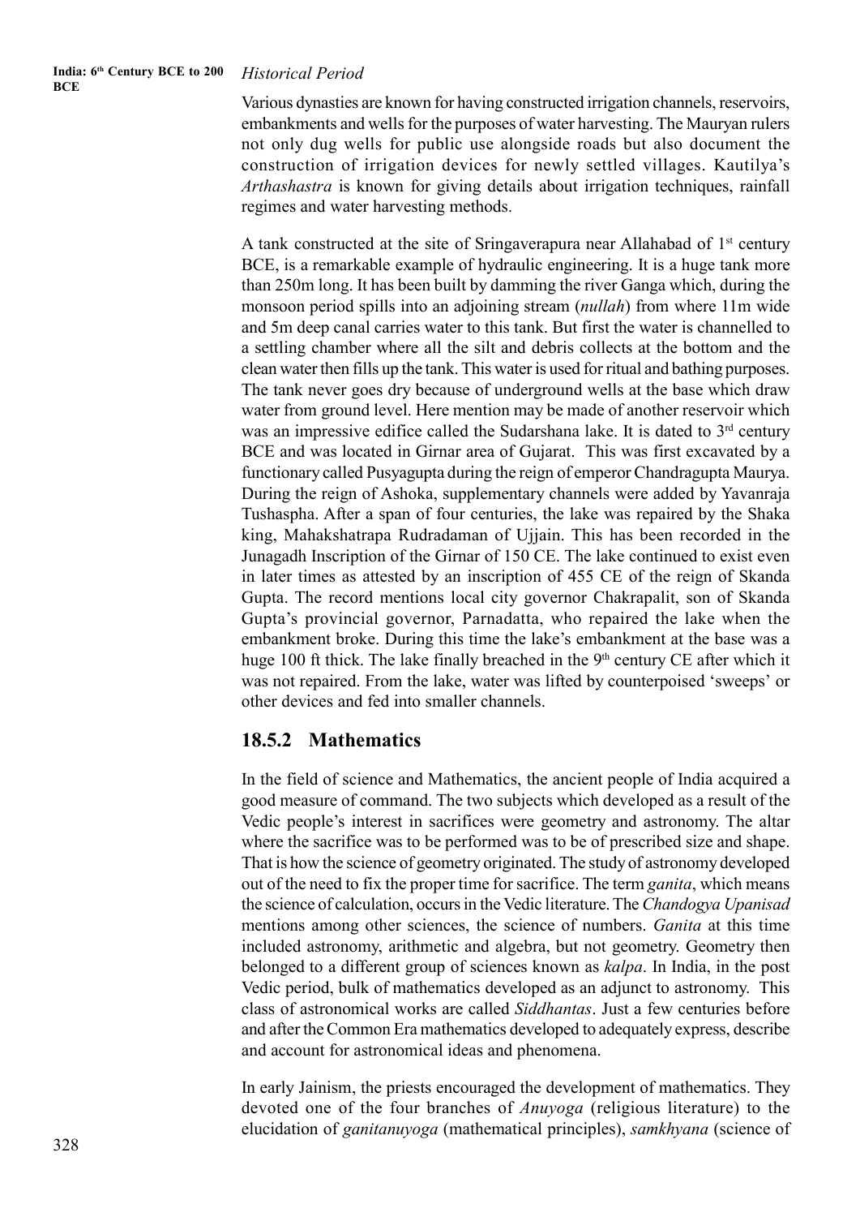*Historical Period*

Various dynasties are known for having constructed irrigation channels, reservoirs, embankments and wells for the purposes of water harvesting. The Mauryan rulers not only dug wells for public use alongside roads but also document the construction of irrigation devices for newly settled villages. Kautilya's *Arthashastra* is known for giving details about irrigation techniques, rainfall regimes and water harvesting methods.

A tank constructed at the site of Sringaverapura near Allahabad of 1st century BCE, is a remarkable example of hydraulic engineering. It is a huge tank more than 250m long. It has been built by damming the river Ganga which, during the monsoon period spills into an adjoining stream (*nullah*) from where 11m wide and 5m deep canal carries water to this tank. But first the water is channelled to a settling chamber where all the silt and debris collects at the bottom and the clean water then fills up the tank. This water is used for ritual and bathing purposes. The tank never goes dry because of underground wells at the base which draw water from ground level. Here mention may be made of another reservoir which was an impressive edifice called the Sudarshana lake. It is dated to 3rd century BCE and was located in Girnar area of Gujarat. This was first excavated by a functionary called Pusyagupta during the reign of emperor Chandragupta Maurya. During the reign of Ashoka, supplementary channels were added by Yavanraja Tushaspha. After a span of four centuries, the lake was repaired by the Shaka king, Mahakshatrapa Rudradaman of Ujjain. This has been recorded in the Junagadh Inscription of the Girnar of 150 CE. The lake continued to exist even in later times as attested by an inscription of 455 CE of the reign of Skanda Gupta. The record mentions local city governor Chakrapalit, son of Skanda Gupta's provincial governor, Parnadatta, who repaired the lake when the embankment broke. During this time the lake's embankment at the base was a huge 100 ft thick. The lake finally breached in the 9th century CE after which it was not repaired. From the lake, water was lifted by counterpoised 'sweeps' or other devices and fed into smaller channels.

## 18.5.2 Mathematics

In the field of science and Mathematics, the ancient people of India acquired a good measure of command. The two subjects which developed as a result of the Vedic people's interest in sacrifices were geometry and astronomy. The altar where the sacrifice was to be performed was to be of prescribed size and shape. That is how the science of geometry originated. The study of astronomy developed out of the need to fix the proper time for sacrifice. The term *ganita*, which means the science of calculation, occurs in the Vedic literature. The *Chandogya Upanisad* mentions among other sciences, the science of numbers. *Ganita* at this time included astronomy, arithmetic and algebra, but not geometry. Geometry then belonged to a different group of sciences known as *kalpa*. In India, in the post Vedic period, bulk of mathematics developed as an adjunct to astronomy. This class of astronomical works are called *Siddhantas*. Just a few centuries before and after the Common Era mathematics developed to adequately express, describe and account for astronomical ideas and phenomena.

In early Jainism, the priests encouraged the development of mathematics. They devoted one of the four branches of *Anuyoga* (religious literature) to the elucidation of *ganitanuyoga* (mathematical principles), *samkhyana* (science of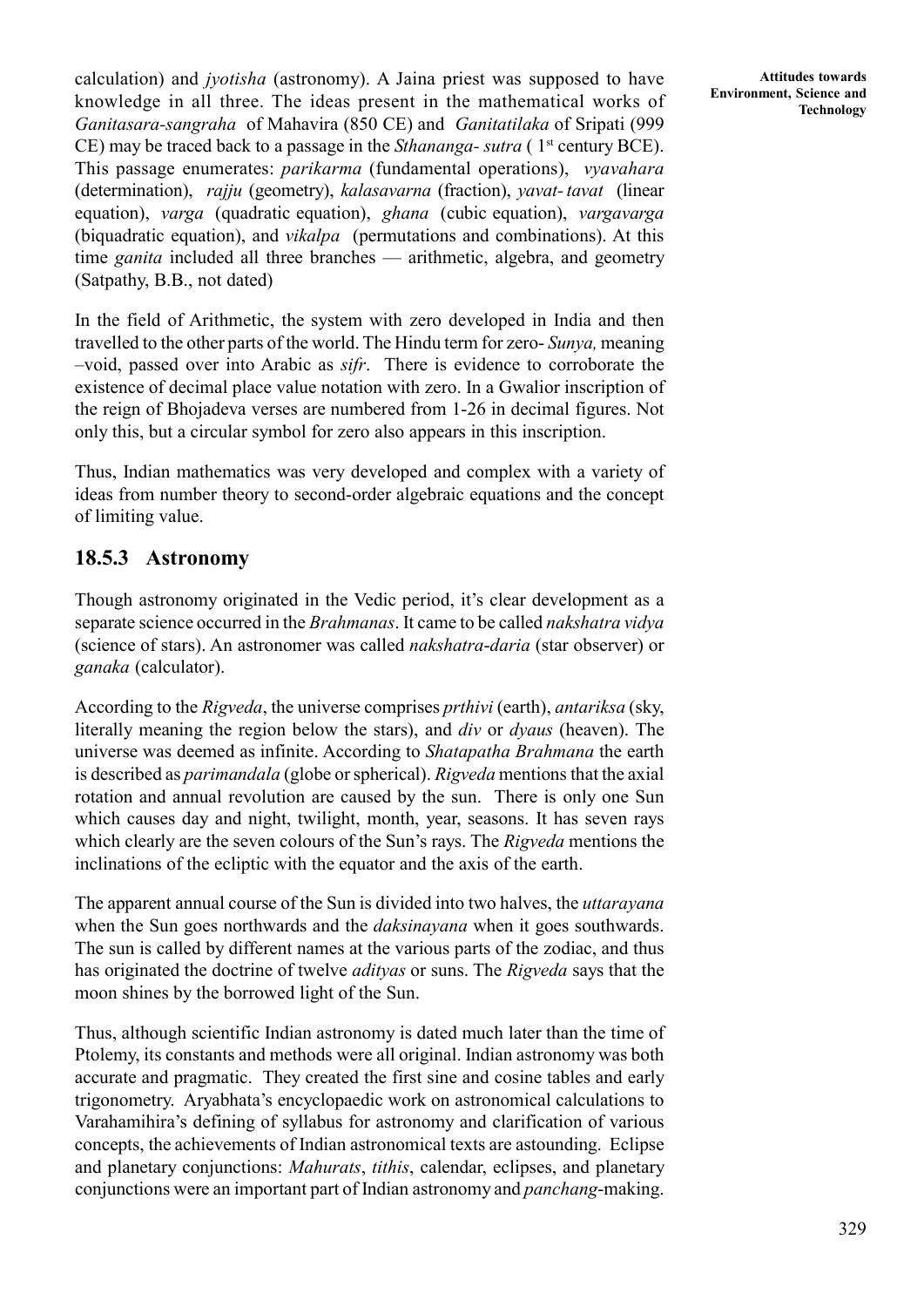calculation) and *jyotisha* (astronomy). A Jaina priest was supposed to have knowledge in all three. The ideas present in the mathematical works of *Ganitasara-sangraha* of Mahavira (850 CE) and *Ganitatilaka* of Sripati (999 CE) may be traced back to a passage in the *Sthananga- sutra* ( 1st century BCE). This passage enumerates: *parikarma* (fundamental operations), *vyavahara* (determination), *rajju* (geometry), *kalasavarna* (fraction), *yavat- tavat* (linear equation), *varga* (quadratic equation), *ghana* (cubic equation), *vargavarga* (biquadratic equation), and *vikalpa* (permutations and combinations). At this time *ganita* included all three branches — arithmetic, algebra, and geometry (Satpathy, B.B., not dated)

In the field of Arithmetic, the system with zero developed in India and then travelled to the other parts of the world. The Hindu term for zero- *Sunya,* meaning –void, passed over into Arabic as *sifr*. There is evidence to corroborate the existence of decimal place value notation with zero. In a Gwalior inscription of the reign of Bhojadeva verses are numbered from 1-26 in decimal figures. Not only this, but a circular symbol for zero also appears in this inscription.

Thus, Indian mathematics was very developed and complex with a variety of ideas from number theory to second-order algebraic equations and the concept of limiting value.

### 18.5.3 Astronomy

Though astronomy originated in the Vedic period, it's clear development as a separate science occurred in the *Brahmanas*. It came to be called *nakshatra vidya* (science of stars). An astronomer was called *nakshatra-daria* (star observer) or *ganaka* (calculator).

According to the *Rigveda*, the universe comprises *prthivi* (earth), *antariksa* (sky, literally meaning the region below the stars), and *div* or *dyaus* (heaven). The universe was deemed as infinite. According to *Shatapatha Brahmana* the earth is described as *parimandala* (globe or spherical). *Rigveda* mentions that the axial rotation and annual revolution are caused by the sun. There is only one Sun which causes day and night, twilight, month, year, seasons. It has seven rays which clearly are the seven colours of the Sun's rays. The *Rigveda* mentions the inclinations of the ecliptic with the equator and the axis of the earth.

The apparent annual course of the Sun is divided into two halves, the *uttarayana* when the Sun goes northwards and the *daksinayana* when it goes southwards. The sun is called by different names at the various parts of the zodiac, and thus has originated the doctrine of twelve *adityas* or suns. The *Rigveda* says that the moon shines by the borrowed light of the Sun.

Thus, although scientific Indian astronomy is dated much later than the time of Ptolemy, its constants and methods were all original. Indian astronomy was both accurate and pragmatic. They created the first sine and cosine tables and early trigonometry. Aryabhata's encyclopaedic work on astronomical calculations to Varahamihira's defining of syllabus for astronomy and clarification of various concepts, the achievements of Indian astronomical texts are astounding. Eclipse and planetary conjunctions: *Mahurats*, *tithis*, calendar, eclipses, and planetary conjunctions were an important part of Indian astronomy and *panchang*-making.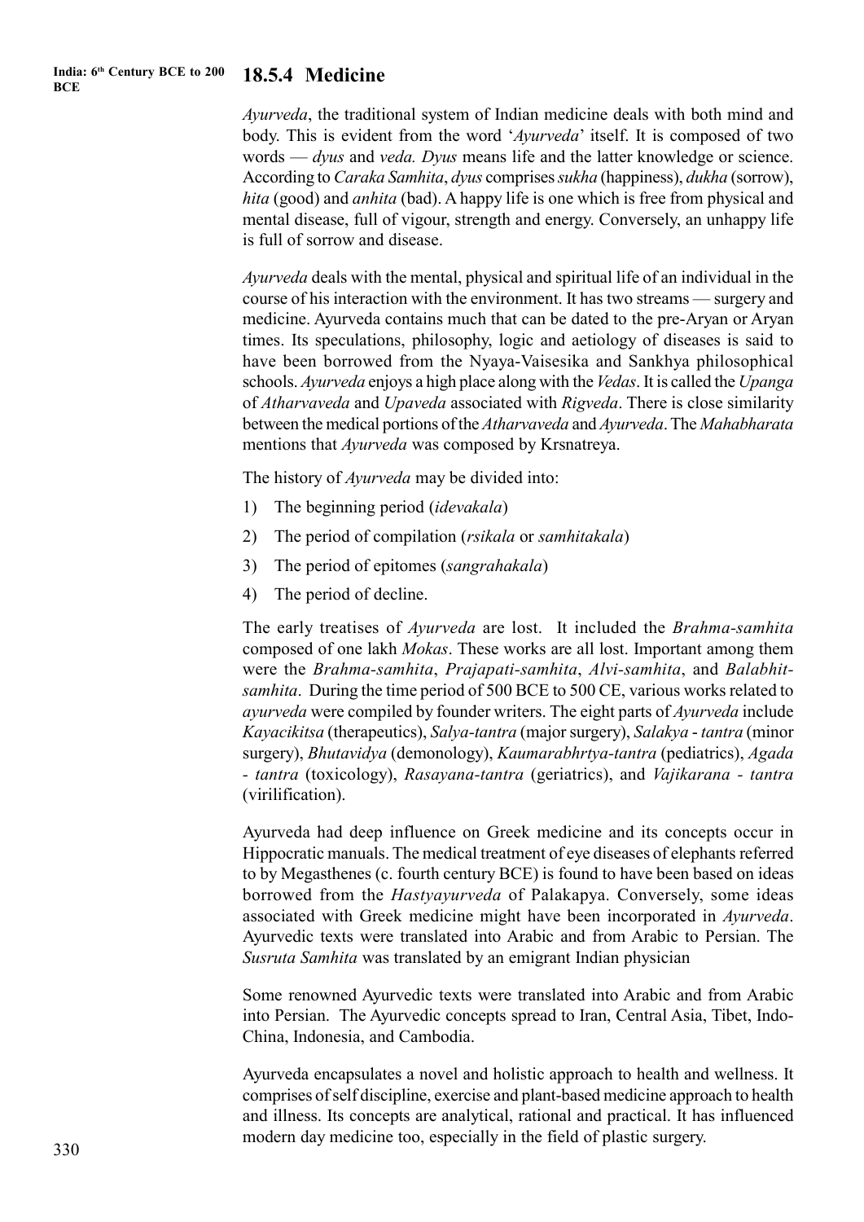### 18.5.4 Medicine

*Ayurveda*, the traditional system of Indian medicine deals with both mind and body. This is evident from the word '*Ayurveda*' itself. It is composed of two words — *dyus* and *veda. Dyus* means life and the latter knowledge or science. According to *Caraka Samhita*, *dyus* comprises *sukha* (happiness), *dukha* (sorrow), *hita* (good) and *anhita* (bad). A happy life is one which is free from physical and mental disease, full of vigour, strength and energy. Conversely, an unhappy life is full of sorrow and disease.

*Ayurveda* deals with the mental, physical and spiritual life of an individual in the course of his interaction with the environment. It has two streams — surgery and medicine. Ayurveda contains much that can be dated to the pre-Aryan or Aryan times. Its speculations, philosophy, logic and aetiology of diseases is said to have been borrowed from the Nyaya-Vaisesika and Sankhya philosophical schools. *Ayurveda* enjoys a high place along with the *Vedas*. It is called the *Upanga* of *Atharvaveda* and *Upaveda* associated with *Rigveda*. There is close similarity between the medical portions of the *Atharvaveda* and *Ayurveda*. The *Mahabharata* mentions that *Ayurveda* was composed by Krsnatreya.

The history of *Ayurveda* may be divided into:

1) The beginning period (*idevakala*)
2) The period of compilation (*rsikala* or *samhitakala*)
3) The period of epitomes (*sangrahakala*)
4) The period of decline.

The early treatises of *Ayurveda* are lost. It included the *Brahma-samhita* composed of one lakh *Mokas*. These works are all lost. Important among them were the *Brahma-samhita*, *Prajapati-samhita*, *Alvi-samhita*, and *Balabhit-samhita*. During the time period of 500 BCE to 500 CE, various works related to *ayurveda* were compiled by founder writers. The eight parts of *Ayurveda* include *Kayacikitsa* (therapeutics), *Salya-tantra* (major surgery), *Salakya - tantra* (minor surgery), *Bhutavidya* (demonology), *Kaumarabhrtya-tantra* (pediatrics), *Agada - tantra* (toxicology), *Rasayana-tantra* (geriatrics), and *Vajikarana - tantra* (virilification).

Ayurveda had deep influence on Greek medicine and its concepts occur in Hippocratic manuals. The medical treatment of eye diseases of elephants referred to by Megasthenes (c. fourth century BCE) is found to have been based on ideas borrowed from the *Hastyayurveda* of Palakapya. Conversely, some ideas associated with Greek medicine might have been incorporated in *Ayurveda*. Ayurvedic texts were translated into Arabic and from Arabic to Persian. The *Susruta Samhita* was translated by an emigrant Indian physician

Some renowned Ayurvedic texts were translated into Arabic and from Arabic into Persian. The Ayurvedic concepts spread to Iran, Central Asia, Tibet, Indo-China, Indonesia, and Cambodia.

Ayurveda encapsulates a novel and holistic approach to health and wellness. It comprises of self discipline, exercise and plant-based medicine approach to health and illness. Its concepts are analytical, rational and practical. It has influenced modern day medicine too, especially in the field of plastic surgery.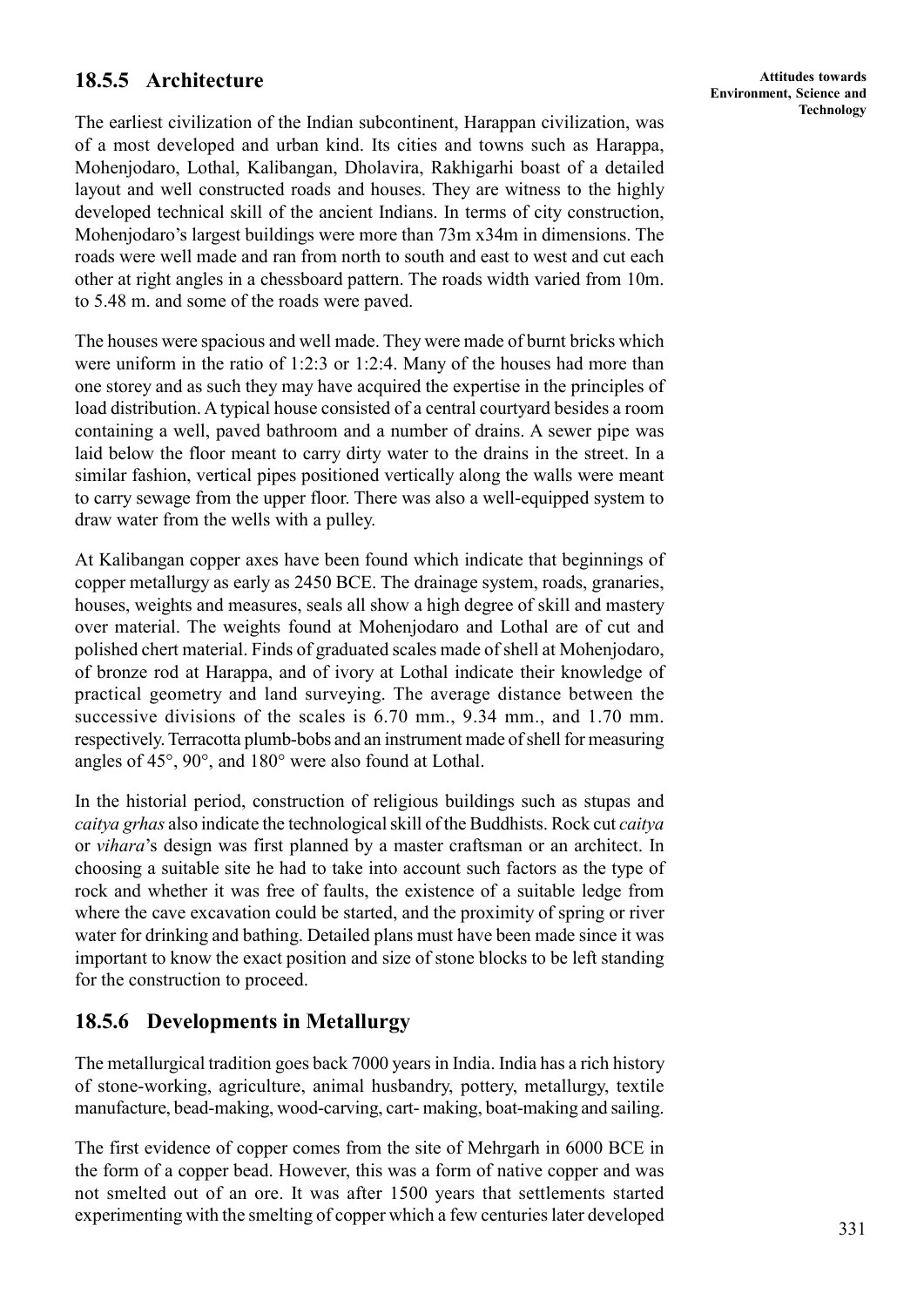### 18.5.5 Architecture

The earliest civilization of the Indian subcontinent, Harappan civilization, was of a most developed and urban kind. Its cities and towns such as Harappa, Mohenjodaro, Lothal, Kalibangan, Dholavira, Rakhigarhi boast of a detailed layout and well constructed roads and houses. They are witness to the highly developed technical skill of the ancient Indians. In terms of city construction, Mohenjodaro's largest buildings were more than 73m x34m in dimensions. The roads were well made and ran from north to south and east to west and cut each other at right angles in a chessboard pattern. The roads width varied from 10m. to 5.48 m. and some of the roads were paved.

The houses were spacious and well made. They were made of burnt bricks which were uniform in the ratio of 1:2:3 or 1:2:4. Many of the houses had more than one storey and as such they may have acquired the expertise in the principles of load distribution. A typical house consisted of a central courtyard besides a room containing a well, paved bathroom and a number of drains. A sewer pipe was laid below the floor meant to carry dirty water to the drains in the street. In a similar fashion, vertical pipes positioned vertically along the walls were meant to carry sewage from the upper floor. There was also a well-equipped system to draw water from the wells with a pulley.

At Kalibangan copper axes have been found which indicate that beginnings of copper metallurgy as early as 2450 BCE. The drainage system, roads, granaries, houses, weights and measures, seals all show a high degree of skill and mastery over material. The weights found at Mohenjodaro and Lothal are of cut and polished chert material. Finds of graduated scales made of shell at Mohenjodaro, of bronze rod at Harappa, and of ivory at Lothal indicate their knowledge of practical geometry and land surveying. The average distance between the successive divisions of the scales is 6.70 mm., 9.34 mm., and 1.70 mm. respectively. Terracotta plumb-bobs and an instrument made of shell for measuring angles of 45°, 90°, and 180° were also found at Lothal.

In the historial period, construction of religious buildings such as stupas and *caitya grhas* also indicate the technological skill of the Buddhists. Rock cut *caitya* or *vihara*'s design was first planned by a master craftsman or an architect. In choosing a suitable site he had to take into account such factors as the type of rock and whether it was free of faults, the existence of a suitable ledge from where the cave excavation could be started, and the proximity of spring or river water for drinking and bathing. Detailed plans must have been made since it was important to know the exact position and size of stone blocks to be left standing for the construction to proceed.

### 18.5.6 Developments in Metallurgy

The metallurgical tradition goes back 7000 years in India. India has a rich history of stone-working, agriculture, animal husbandry, pottery, metallurgy, textile manufacture, bead-making, wood-carving, cart- making, boat-making and sailing.

The first evidence of copper comes from the site of Mehrgarh in 6000 BCE in the form of a copper bead. However, this was a form of native copper and was not smelted out of an ore. It was after 1500 years that settlements started experimenting with the smelting of copper which a few centuries later developed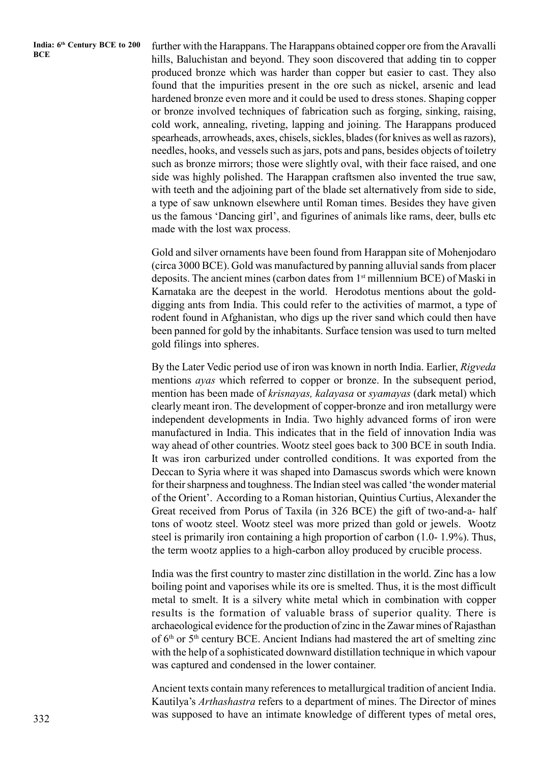further with the Harappans. The Harappans obtained copper ore from the Aravalli hills, Baluchistan and beyond. They soon discovered that adding tin to copper produced bronze which was harder than copper but easier to cast. They also found that the impurities present in the ore such as nickel, arsenic and lead hardened bronze even more and it could be used to dress stones. Shaping copper or bronze involved techniques of fabrication such as forging, sinking, raising, cold work, annealing, riveting, lapping and joining. The Harappans produced spearheads, arrowheads, axes, chisels, sickles, blades (for knives as well as razors), needles, hooks, and vessels such as jars, pots and pans, besides objects of toiletry such as bronze mirrors; those were slightly oval, with their face raised, and one side was highly polished. The Harappan craftsmen also invented the true saw, with teeth and the adjoining part of the blade set alternatively from side to side, a type of saw unknown elsewhere until Roman times. Besides they have given us the famous 'Dancing girl', and figurines of animals like rams, deer, bulls etc made with the lost wax process.

Gold and silver ornaments have been found from Harappan site of Mohenjodaro (circa 3000 BCE). Gold was manufactured by panning alluvial sands from placer deposits. The ancient mines (carbon dates from 1st millennium BCE) of Maski in Karnataka are the deepest in the world. Herodotus mentions about the gold-digging ants from India. This could refer to the activities of marmot, a type of rodent found in Afghanistan, who digs up the river sand which could then have been panned for gold by the inhabitants. Surface tension was used to turn melted gold filings into spheres.

By the Later Vedic period use of iron was known in north India. Earlier, *Rigveda* mentions *ayas* which referred to copper or bronze. In the subsequent period, mention has been made of *krisnayas, kalayasa* or *syamayas* (dark metal) which clearly meant iron. The development of copper-bronze and iron metallurgy were independent developments in India. Two highly advanced forms of iron were manufactured in India. This indicates that in the field of innovation India was way ahead of other countries. Wootz steel goes back to 300 BCE in south India. It was iron carburized under controlled conditions. It was exported from the Deccan to Syria where it was shaped into Damascus swords which were known for their sharpness and toughness. The Indian steel was called 'the wonder material of the Orient'. According to a Roman historian, Quintius Curtius, Alexander the Great received from Porus of Taxila (in 326 BCE) the gift of two-and-a- half tons of wootz steel. Wootz steel was more prized than gold or jewels. Wootz steel is primarily iron containing a high proportion of carbon (1.0- 1.9%). Thus, the term wootz applies to a high-carbon alloy produced by crucible process.

India was the first country to master zinc distillation in the world. Zinc has a low boiling point and vaporises while its ore is smelted. Thus, it is the most difficult metal to smelt. It is a silvery white metal which in combination with copper results is the formation of valuable brass of superior quality. There is archaeological evidence for the production of zinc in the Zawar mines of Rajasthan of 6th or 5th century BCE. Ancient Indians had mastered the art of smelting zinc with the help of a sophisticated downward distillation technique in which vapour was captured and condensed in the lower container.

Ancient texts contain many references to metallurgical tradition of ancient India. Kautilya's *Arthashastra* refers to a department of mines. The Director of mines was supposed to have an intimate knowledge of different types of metal ores,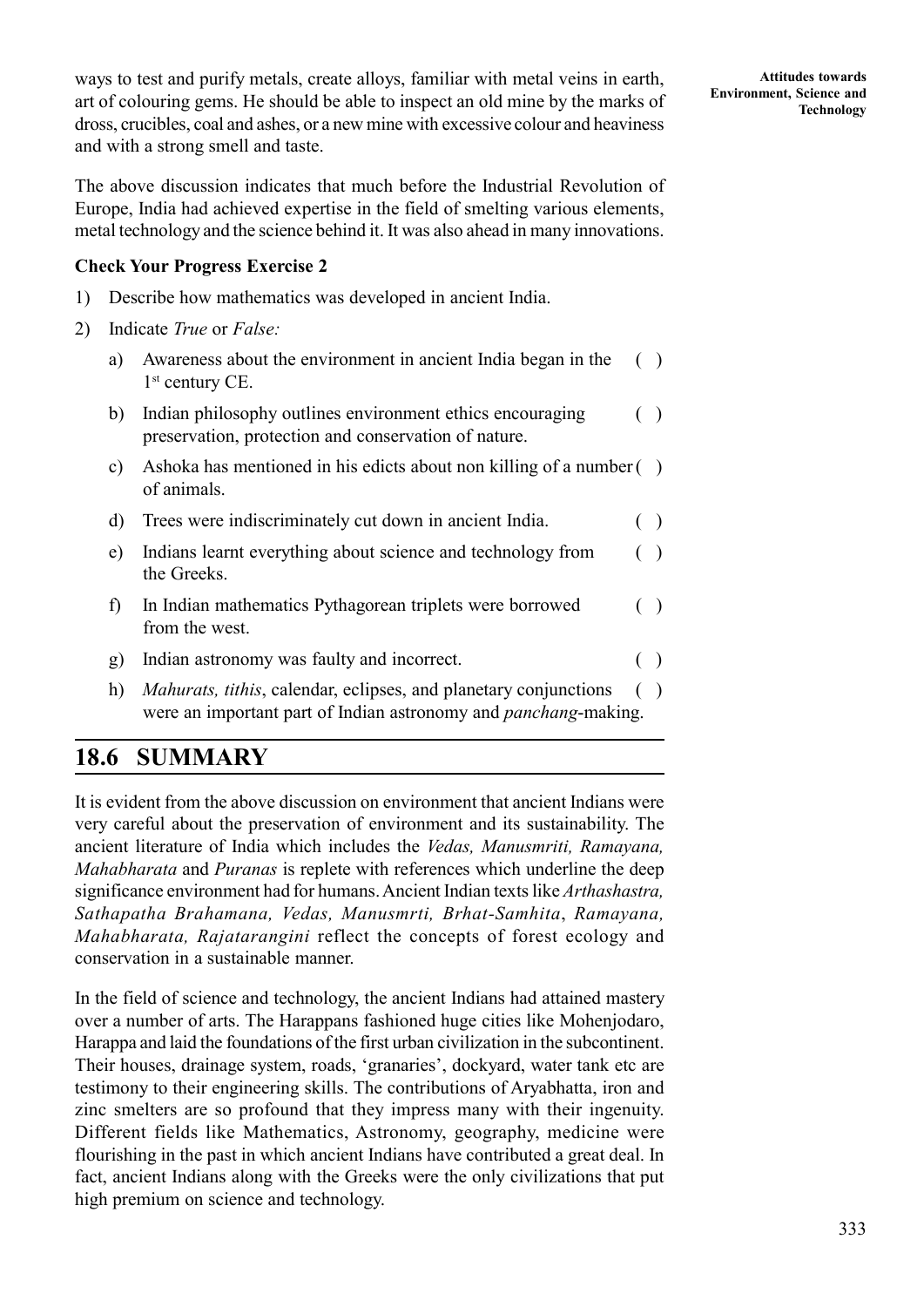ways to test and purify metals, create alloys, familiar with metal veins in earth, art of colouring gems. He should be able to inspect an old mine by the marks of dross, crucibles, coal and ashes, or a new mine with excessive colour and heaviness and with a strong smell and taste.

The above discussion indicates that much before the Industrial Revolution of Europe, India had achieved expertise in the field of smelting various elements, metal technology and the science behind it. It was also ahead in many innovations.

**Check Your Progress Exercise 2**

1) Describe how mathematics was developed in ancient India.

2) Indicate *True* or *False:*

   a) Awareness about the environment in ancient India began in the 1st century CE. ( )

   b) Indian philosophy outlines environment ethics encouraging preservation, protection and conservation of nature. ( )

   c) Ashoka has mentioned in his edicts about non killing of a number of animals. ( )

   d) Trees were indiscriminately cut down in ancient India. ( )

   e) Indians learnt everything about science and technology from the Greeks. ( )

   f) In Indian mathematics Pythagorean triplets were borrowed from the west. ( )

   g) Indian astronomy was faulty and incorrect. ( )

   h) *Mahurats, tithis*, calendar, eclipses, and planetary conjunctions were an important part of Indian astronomy and *panchang*-making. ( )

## 18.6 SUMMARY

It is evident from the above discussion on environment that ancient Indians were very careful about the preservation of environment and its sustainability. The ancient literature of India which includes the *Vedas, Manusmriti, Ramayana, Mahabharata* and *Puranas* is replete with references which underline the deep significance environment had for humans. Ancient Indian texts like *Arthashastra, Sathapatha Brahamana, Vedas, Manusmrti, Brhat-Samhita*, *Ramayana, Mahabharata, Rajatarangini* reflect the concepts of forest ecology and conservation in a sustainable manner.

In the field of science and technology, the ancient Indians had attained mastery over a number of arts. The Harappans fashioned huge cities like Mohenjodaro, Harappa and laid the foundations of the first urban civilization in the subcontinent. Their houses, drainage system, roads, 'granaries', dockyard, water tank etc are testimony to their engineering skills. The contributions of Aryabhatta, iron and zinc smelters are so profound that they impress many with their ingenuity. Different fields like Mathematics, Astronomy, geography, medicine were flourishing in the past in which ancient Indians have contributed a great deal. In fact, ancient Indians along with the Greeks were the only civilizations that put high premium on science and technology.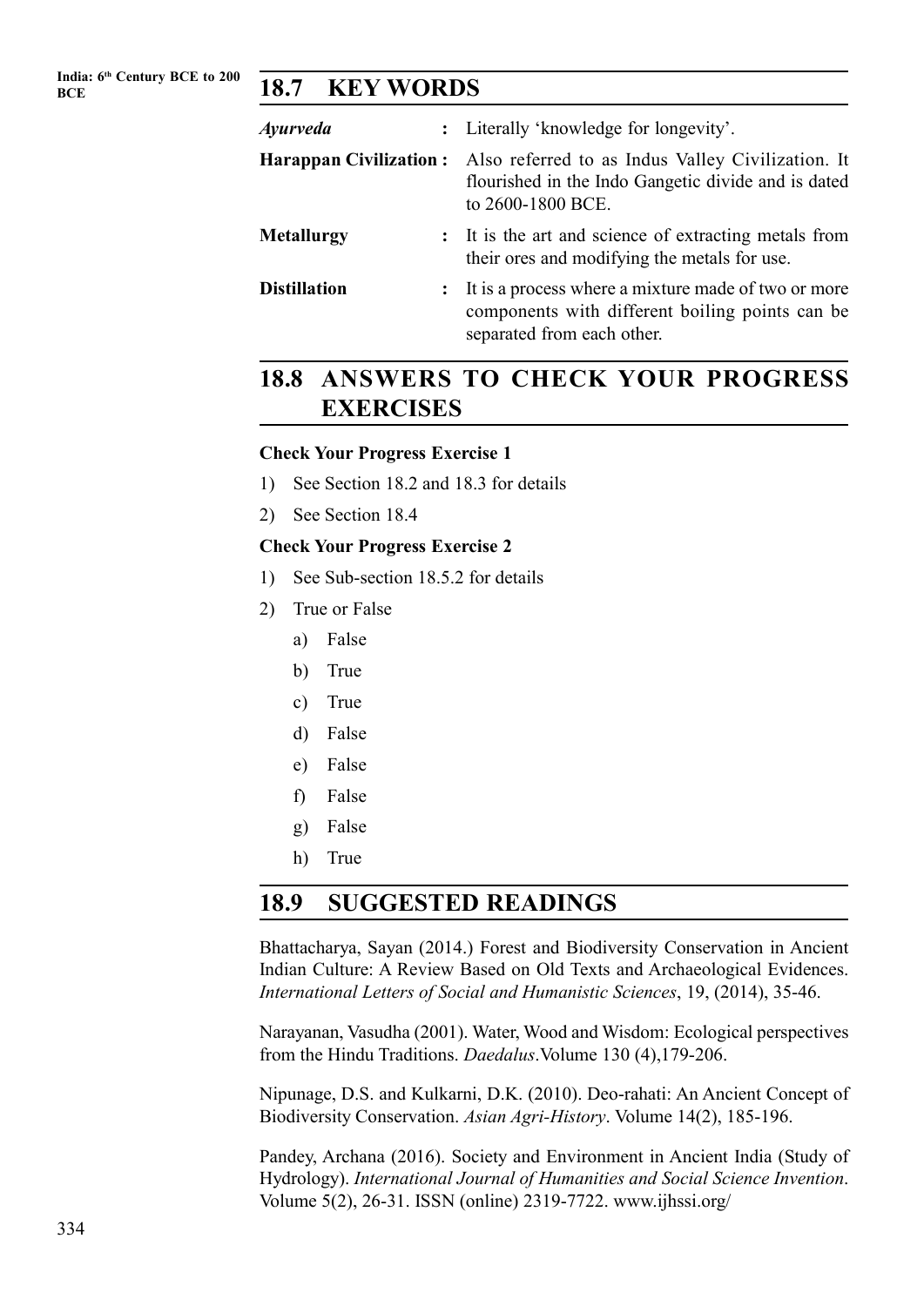## 18.7 KEY WORDS

| | | |
|---|---|---|
| *Ayurveda* | : | Literally 'knowledge for longevity'. |
| **Harappan Civilization** | : | Also referred to as Indus Valley Civilization. It flourished in the Indo Gangetic divide and is dated to 2600-1800 BCE. |
| **Metallurgy** | : | It is the art and science of extracting metals from their ores and modifying the metals for use. |
| **Distillation** | : | It is a process where a mixture made of two or more components with different boiling points can be separated from each other. |

## 18.8 ANSWERS TO CHECK YOUR PROGRESS EXERCISES

**Check Your Progress Exercise 1**

1) See Section 18.2 and 18.3 for details
2) See Section 18.4

**Check Your Progress Exercise 2**

1) See Sub-section 18.5.2 for details
2) True or False
   a) False
   b) True
   c) True
   d) False
   e) False
   f) False
   g) False
   h) True

## 18.9 SUGGESTED READINGS

Bhattacharya, Sayan (2014.) Forest and Biodiversity Conservation in Ancient Indian Culture: A Review Based on Old Texts and Archaeological Evidences. *International Letters of Social and Humanistic Sciences*, 19, (2014), 35-46.

Narayanan, Vasudha (2001). Water, Wood and Wisdom: Ecological perspectives from the Hindu Traditions. *Daedalus*.Volume 130 (4),179-206.

Nipunage, D.S. and Kulkarni, D.K. (2010). Deo-rahati: An Ancient Concept of Biodiversity Conservation. *Asian Agri-History*. Volume 14(2), 185-196.

Pandey, Archana (2016). Society and Environment in Ancient India (Study of Hydrology). *International Journal of Humanities and Social Science Invention*. Volume 5(2), 26-31. ISSN (online) 2319-7722. www.ijhssi.org/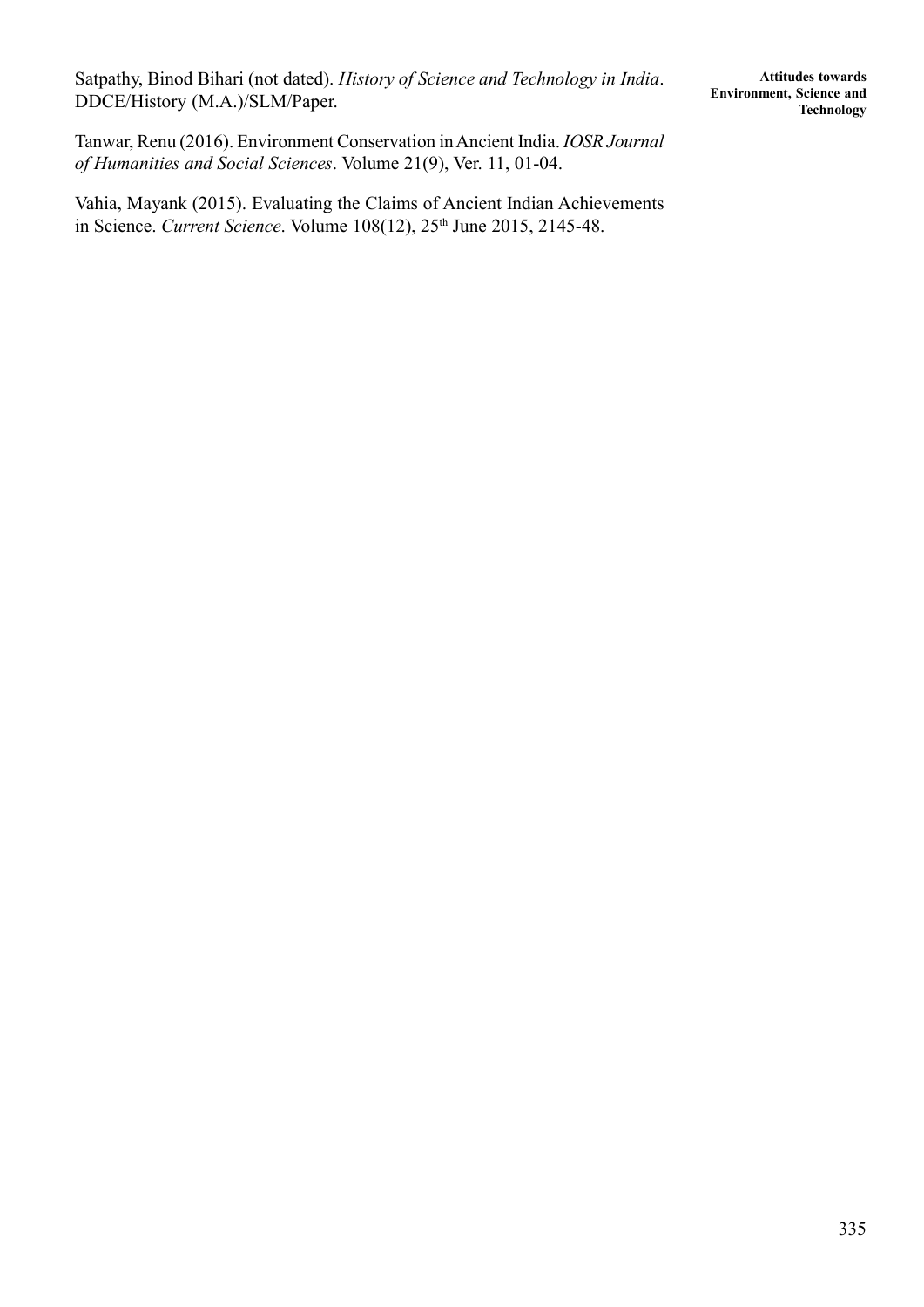Satpathy, Binod Bihari (not dated). *History of Science and Technology in India*. DDCE/History (M.A.)/SLM/Paper.

Tanwar, Renu (2016). Environment Conservation in Ancient India. *IOSR Journal of Humanities and Social Sciences*. Volume 21(9), Ver. 11, 01-04.

Vahia, Mayank (2015). Evaluating the Claims of Ancient Indian Achievements in Science. *Current Science*. Volume 108(12), 25th June 2015, 2145-48.